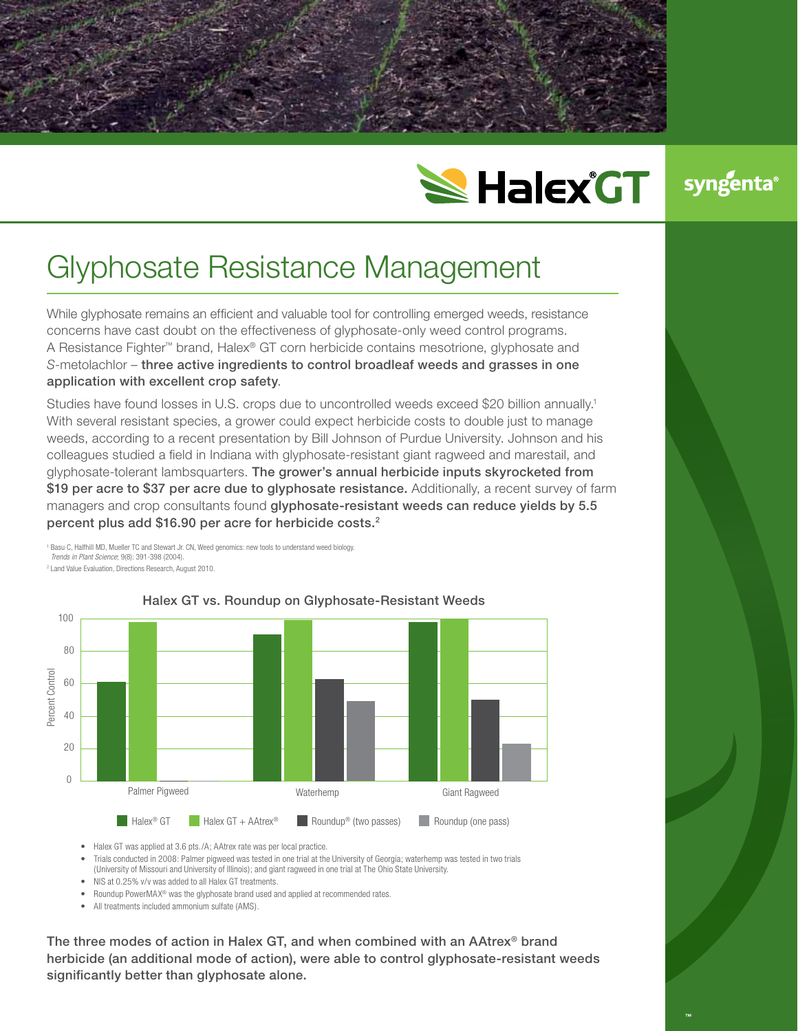Halex® GT

syngenta®

# Glyphosate Resistance Management

While glyphosate remains an efficient and valuable tool for controlling emerged weeds, resistance concerns have cast doubt on the effectiveness of glyphosate-only weed control programs. A Resistance Fighter™ brand, Halex® GT corn herbicide contains mesotrione, glyphosate and *S*-metolachlor – **three active ingredients to control broadleaf weeds and grasses in one application with excellent crop safety**.

Studies have found losses in U.S. crops due to uncontrolled weeds exceed $20 billion annually.[1] With several resistant species, a grower could expect herbicide costs to double just to manage weeds, according to a recent presentation by Bill Johnson of Purdue University. Johnson and his colleagues studied a field in Indiana with glyphosate-resistant giant ragweed and marestail, and glyphosate-tolerant lambsquarters. **The grower's annual herbicide inputs skyrocketed from $19 per acre to $37 per acre due to glyphosate resistance.** Additionally, a recent survey of farm managers and crop consultants found **glyphosate-resistant weeds can reduce yields by 5.5 percent plus add $16.90 per acre for herbicide costs.[2]**

[1] Basu C, Halfhill MD, Mueller TC and Stewart Jr. CN, Weed genomics: new tools to understand weed biology. *Trends in Plant Science*; 9(8): 391-398 (2004).

[2] Land Value Evaluation, Directions Research, August 2010.

## Halex GT vs. Roundup on Glyphosate-Resistant Weeds

Percent Control (approximate values read from chart)

| Weed | Halex® GT | Halex GT + AAtrex® | Roundup® (two passes) | Roundup (one pass) |
|---|---|---|---|---|
| Palmer Pigweed | 61 | 98 | 0 | 0 |
| Waterhemp | 90 | 99 | 63 | 49 |
| Giant Ragweed | 98 | 100 | 50 | 23 |

- Halex GT was applied at 3.6 pts./A; AAtrex rate was per local practice.
- Trials conducted in 2008: Palmer pigweed was tested in one trial at the University of Georgia; waterhemp was tested in two trials (University of Missouri and University of Illinois); and giant ragweed in one trial at The Ohio State University.
- NIS at 0.25% v/v was added to all Halex GT treatments.
- Roundup PowerMAX® was the glyphosate brand used and applied at recommended rates.
- All treatments included ammonium sulfate (AMS).

**The three modes of action in Halex GT, and when combined with an AAtrex® brand herbicide (an additional mode of action), were able to control glyphosate-resistant weeds significantly better than glyphosate alone.**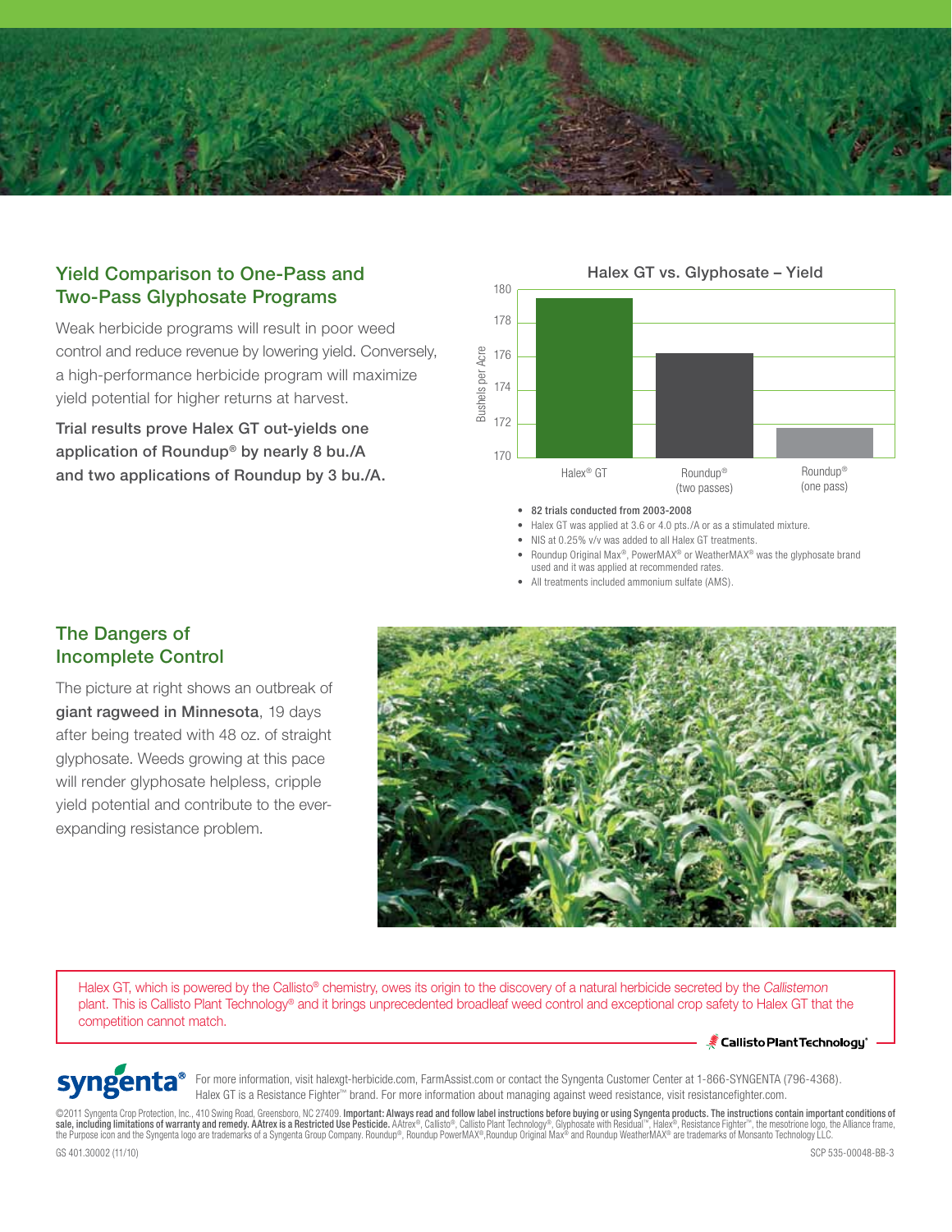## Yield Comparison to One-Pass and Two-Pass Glyphosate Programs

Weak herbicide programs will result in poor weed control and reduce revenue by lowering yield. Conversely, a high-performance herbicide program will maximize yield potential for higher returns at harvest.

**Trial results prove Halex GT out-yields one application of Roundup® by nearly 8 bu./A and two applications of Roundup by 3 bu./A.**

Halex GT vs. Glyphosate – Yield

Bushels per Acre

180
178
176
174
172
170

Halex® GT
Roundup® (two passes)
Roundup® (one pass)

- **82 trials conducted from 2003-2008**
- Halex GT was applied at 3.6 or 4.0 pts./A or as a stimulated mixture.
- NIS at 0.25% v/v was added to all Halex GT treatments.
- Roundup Original Max®, PowerMAX® or WeatherMAX® was the glyphosate brand used and it was applied at recommended rates.
- All treatments included ammonium sulfate (AMS).

## The Dangers of Incomplete Control

The picture at right shows an outbreak of **giant ragweed in Minnesota**, 19 days after being treated with 48 oz. of straight glyphosate. Weeds growing at this pace will render glyphosate helpless, cripple yield potential and contribute to the ever-expanding resistance problem.

Halex GT, which is powered by the Callisto® chemistry, owes its origin to the discovery of a natural herbicide secreted by the *Callistemon* plant. This is Callisto Plant Technology® and it brings unprecedented broadleaf weed control and exceptional crop safety to Halex GT that the competition cannot match.

Callisto Plant Technology®

syngenta®

For more information, visit halexgt-herbicide.com, FarmAssist.com or contact the Syngenta Customer Center at 1-866-SYNGENTA (796-4368). Halex GT is a Resistance Fighter™ brand. For more information about managing against weed resistance, visit resistancefighter.com.

©2011 Syngenta Crop Protection, Inc., 410 Swing Road, Greensboro, NC 27409. **Important: Always read and follow label instructions before buying or using Syngenta products. The instructions contain important conditions of sale, including limitations of warranty and remedy. AAtrex is a Restricted Use Pesticide.** AAtrex®, Callisto®, Callisto Plant Technology®, Glyphosate with Residual™, Halex®, Resistance Fighter™, the mesotrione logo, the Alliance frame, the Purpose icon and the Syngenta logo are trademarks of a Syngenta Group Company. Roundup®, Roundup PowerMAX®,Roundup Original Max® and Roundup WeatherMAX® are trademarks of Monsanto Technology LLC.

GS 401.30002 (11/10)

SCP 535-00048-BB-3